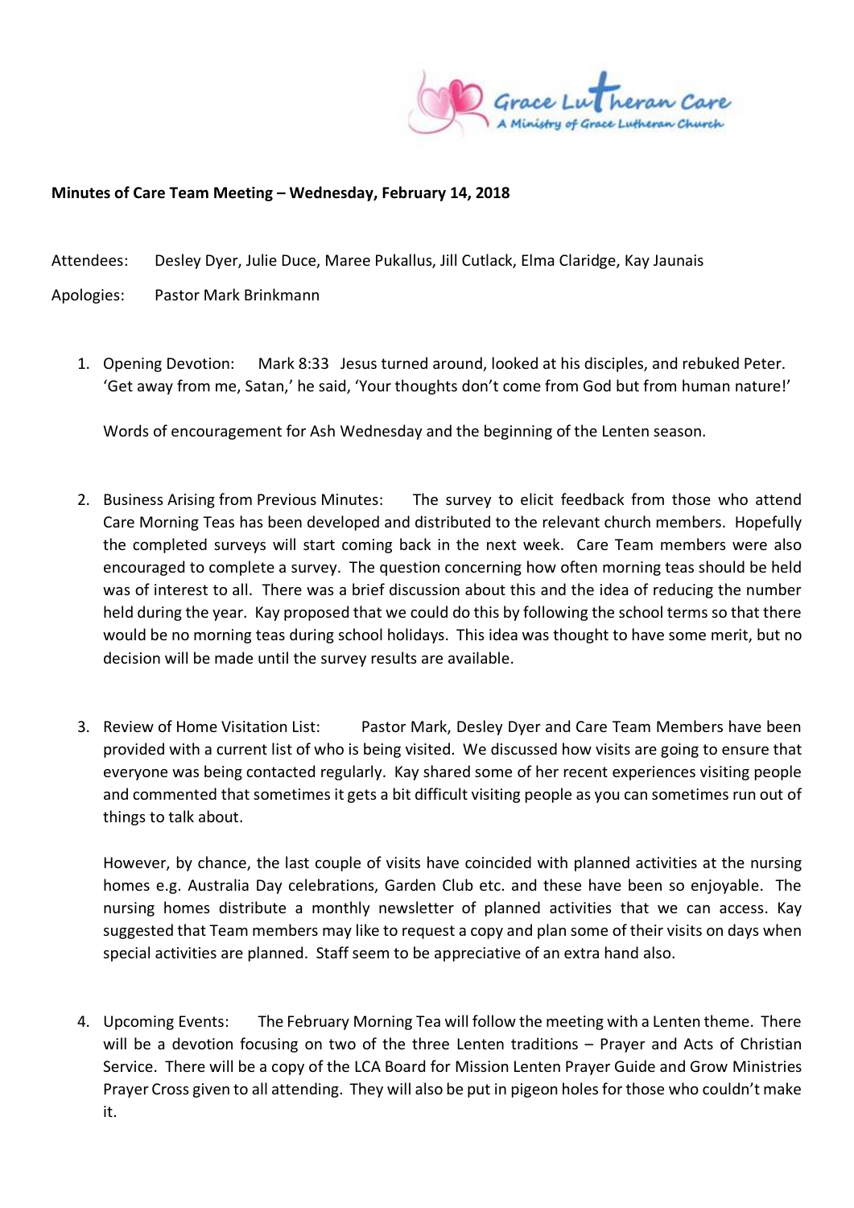Grace Lutheran Care
A Ministry of Grace Lutheran Church

**Minutes of Care Team Meeting – Wednesday, February 14, 2018**

Attendees: Desley Dyer, Julie Duce, Maree Pukallus, Jill Cutlack, Elma Claridge, Kay Jaunais

Apologies: Pastor Mark Brinkmann

1. Opening Devotion: Mark 8:33 Jesus turned around, looked at his disciples, and rebuked Peter. 'Get away from me, Satan,' he said, 'Your thoughts don't come from God but from human nature!'

   Words of encouragement for Ash Wednesday and the beginning of the Lenten season.

2. Business Arising from Previous Minutes: The survey to elicit feedback from those who attend Care Morning Teas has been developed and distributed to the relevant church members. Hopefully the completed surveys will start coming back in the next week. Care Team members were also encouraged to complete a survey. The question concerning how often morning teas should be held was of interest to all. There was a brief discussion about this and the idea of reducing the number held during the year. Kay proposed that we could do this by following the school terms so that there would be no morning teas during school holidays. This idea was thought to have some merit, but no decision will be made until the survey results are available.

3. Review of Home Visitation List: Pastor Mark, Desley Dyer and Care Team Members have been provided with a current list of who is being visited. We discussed how visits are going to ensure that everyone was being contacted regularly. Kay shared some of her recent experiences visiting people and commented that sometimes it gets a bit difficult visiting people as you can sometimes run out of things to talk about.

   However, by chance, the last couple of visits have coincided with planned activities at the nursing homes e.g. Australia Day celebrations, Garden Club etc. and these have been so enjoyable. The nursing homes distribute a monthly newsletter of planned activities that we can access. Kay suggested that Team members may like to request a copy and plan some of their visits on days when special activities are planned. Staff seem to be appreciative of an extra hand also.

4. Upcoming Events: The February Morning Tea will follow the meeting with a Lenten theme. There will be a devotion focusing on two of the three Lenten traditions – Prayer and Acts of Christian Service. There will be a copy of the LCA Board for Mission Lenten Prayer Guide and Grow Ministries Prayer Cross given to all attending. They will also be put in pigeon holes for those who couldn't make it.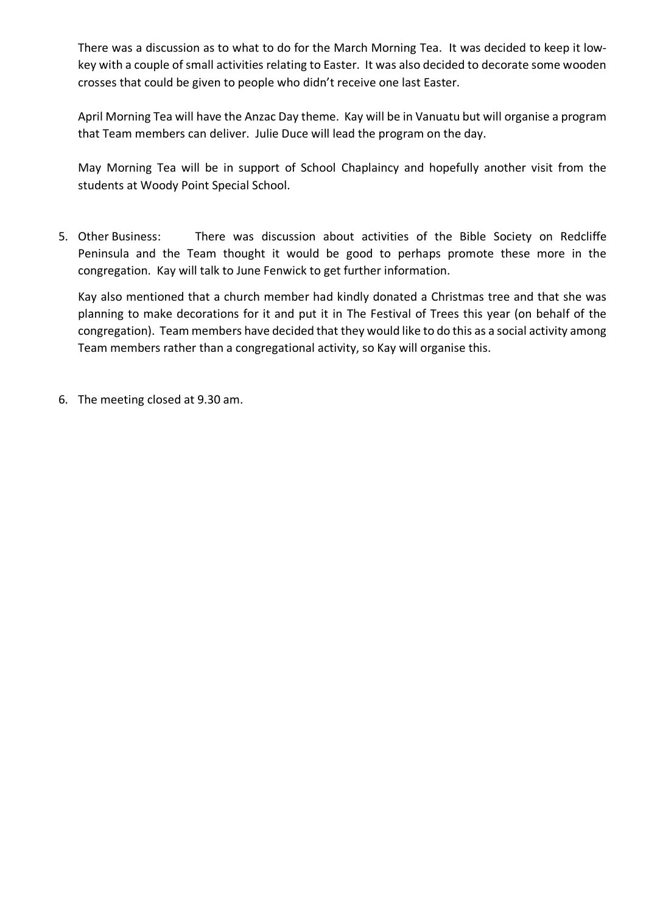There was a discussion as to what to do for the March Morning Tea. It was decided to keep it low-key with a couple of small activities relating to Easter. It was also decided to decorate some wooden crosses that could be given to people who didn't receive one last Easter.

April Morning Tea will have the Anzac Day theme. Kay will be in Vanuatu but will organise a program that Team members can deliver. Julie Duce will lead the program on the day.

May Morning Tea will be in support of School Chaplaincy and hopefully another visit from the students at Woody Point Special School.

5. Other Business: There was discussion about activities of the Bible Society on Redcliffe Peninsula and the Team thought it would be good to perhaps promote these more in the congregation. Kay will talk to June Fenwick to get further information.

   Kay also mentioned that a church member had kindly donated a Christmas tree and that she was planning to make decorations for it and put it in The Festival of Trees this year (on behalf of the congregation). Team members have decided that they would like to do this as a social activity among Team members rather than a congregational activity, so Kay will organise this.

6. The meeting closed at 9.30 am.